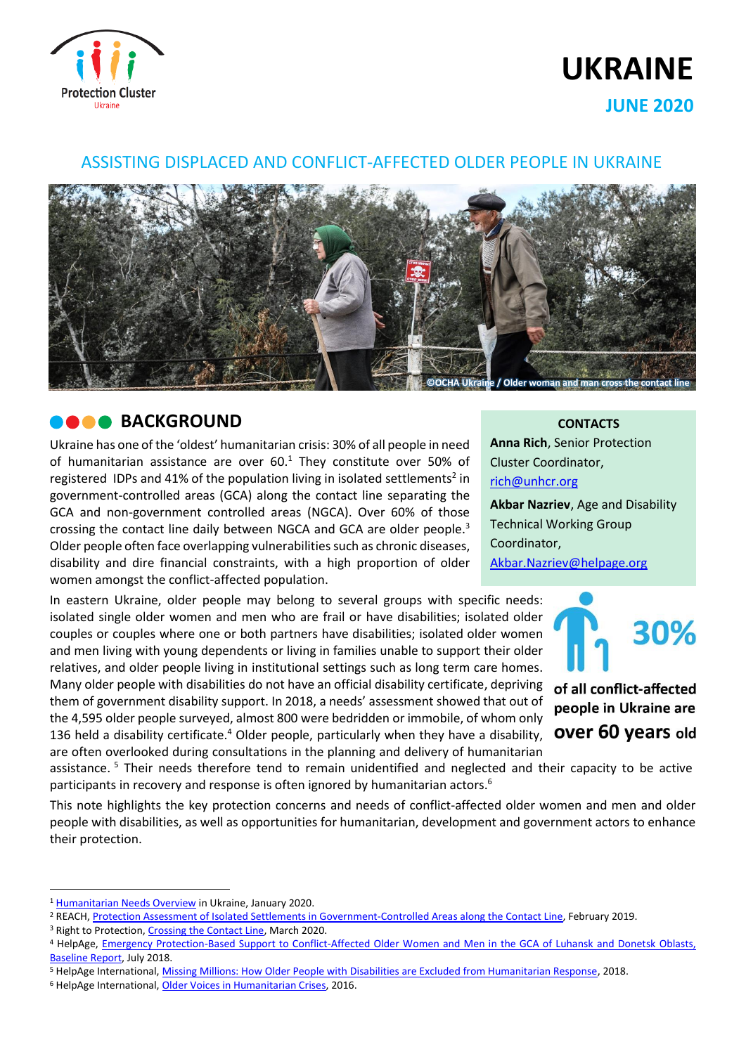# UKRAINE

## JUNE 2020

## ASSISTING DISPLACED AND CONFLICT-AFFECTED OLDER PEOPLE IN UKRAINE

©OCHA Ukraine / Older woman and man cross the contact line

## BACKGROUND

Ukraine has one of the 'oldest' humanitarian crisis: 30% of all people in need of humanitarian assistance are over 60.[1] They constitute over 50% of registered IDPs and 41% of the population living in isolated settlements[2] in government-controlled areas (GCA) along the contact line separating the GCA and non-government controlled areas (NGCA). Over 60% of those crossing the contact line daily between NGCA and GCA are older people.[3] Older people often face overlapping vulnerabilities such as chronic diseases, disability and dire financial constraints, with a high proportion of older women amongst the conflict-affected population.

In eastern Ukraine, older people may belong to several groups with specific needs: isolated single older women and men who are frail or have disabilities; isolated older couples or couples where one or both partners have disabilities; isolated older women and men living with young dependents or living in families unable to support their older relatives, and older people living in institutional settings such as long term care homes. Many older people with disabilities do not have an official disability certificate, depriving them of government disability support. In 2018, a needs' assessment showed that out of the 4,595 older people surveyed, almost 800 were bedridden or immobile, of whom only 136 held a disability certificate.[4] Older people, particularly when they have a disability, are often overlooked during consultations in the planning and delivery of humanitarian assistance.[5] Their needs therefore tend to remain unidentified and neglected and their capacity to be active participants in recovery and response is often ignored by humanitarian actors.[6]

This note highlights the key protection concerns and needs of conflict-affected older women and men and older people with disabilities, as well as opportunities for humanitarian, development and government actors to enhance their protection.

**CONTACTS**

**Anna Rich**, Senior Protection Cluster Coordinator, rich@unhcr.org

**Akbar Nazriev**, Age and Disability Technical Working Group Coordinator, Akbar.Nazriev@helpage.org

**30% of all conflict-affected people in Ukraine are over 60 years old**

---

[1] Humanitarian Needs Overview in Ukraine, January 2020.

[2] REACH, Protection Assessment of Isolated Settlements in Government-Controlled Areas along the Contact Line, February 2019.

[3] Right to Protection, Crossing the Contact Line, March 2020.

[4] HelpAge, Emergency Protection-Based Support to Conflict-Affected Older Women and Men in the GCA of Luhansk and Donetsk Oblasts, Baseline Report, July 2018.

[5] HelpAge International, Missing Millions: How Older People with Disabilities are Excluded from Humanitarian Response, 2018.

[6] HelpAge International, Older Voices in Humanitarian Crises, 2016.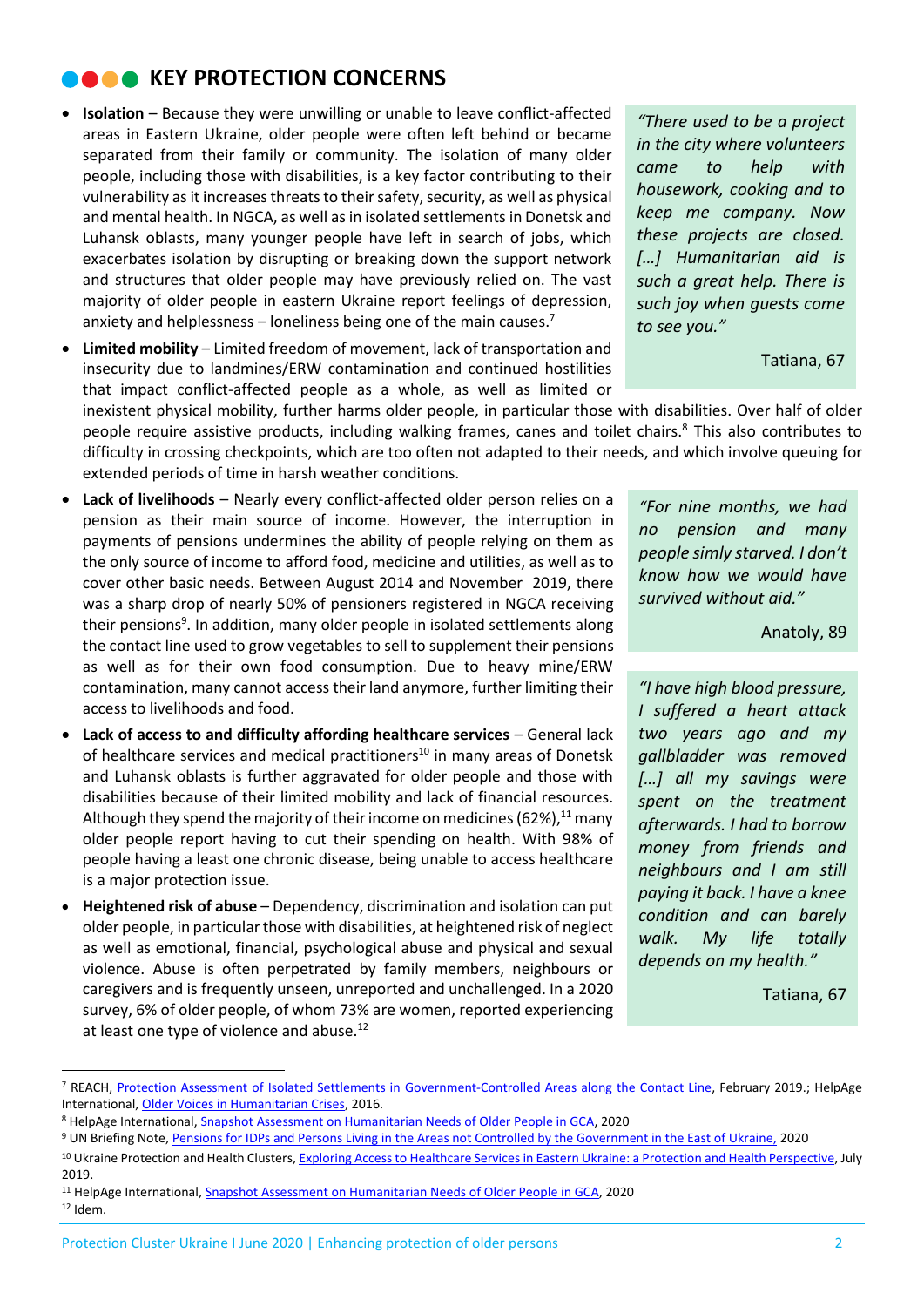## KEY PROTECTION CONCERNS

- **Isolation** – Because they were unwilling or unable to leave conflict-affected areas in Eastern Ukraine, older people were often left behind or became separated from their family or community. The isolation of many older people, including those with disabilities, is a key factor contributing to their vulnerability as it increases threats to their safety, security, as well as physical and mental health. In NGCA, as well as in isolated settlements in Donetsk and Luhansk oblasts, many younger people have left in search of jobs, which exacerbates isolation by disrupting or breaking down the support network and structures that older people may have previously relied on. The vast majority of older people in eastern Ukraine report feelings of depression, anxiety and helplessness – loneliness being one of the main causes.[7]

> *"There used to be a project in the city where volunteers came to help with housework, cooking and to keep me company. Now these projects are closed. [...] Humanitarian aid is such a great help. There is such joy when guests come to see you."*
>
> Tatiana, 67

- **Limited mobility** – Limited freedom of movement, lack of transportation and insecurity due to landmines/ERW contamination and continued hostilities that impact conflict-affected people as a whole, as well as limited or inexistent physical mobility, further harms older people, in particular those with disabilities. Over half of older people require assistive products, including walking frames, canes and toilet chairs.[8] This also contributes to difficulty in crossing checkpoints, which are too often not adapted to their needs, and which involve queuing for extended periods of time in harsh weather conditions.
- **Lack of livelihoods** – Nearly every conflict-affected older person relies on a pension as their main source of income. However, the interruption in payments of pensions undermines the ability of people relying on them as the only source of income to afford food, medicine and utilities, as well as to cover other basic needs. Between August 2014 and November 2019, there was a sharp drop of nearly 50% of pensioners registered in NGCA receiving their pensions[9]. In addition, many older people in isolated settlements along the contact line used to grow vegetables to sell to supplement their pensions as well as for their own food consumption. Due to heavy mine/ERW contamination, many cannot access their land anymore, further limiting their access to livelihoods and food.

> *"For nine months, we had no pension and many people simly starved. I don't know how we would have survived without aid."*
>
> Anatoly, 89

- **Lack of access to and difficulty affording healthcare services** – General lack of healthcare services and medical practitioners[10] in many areas of Donetsk and Luhansk oblasts is further aggravated for older people and those with disabilities because of their limited mobility and lack of financial resources. Although they spend the majority of their income on medicines (62%),[11] many older people report having to cut their spending on health. With 98% of people having a least one chronic disease, being unable to access healthcare is a major protection issue.

> *"I have high blood pressure, I suffered a heart attack two years ago and my gallbladder was removed [...] all my savings were spent on the treatment afterwards. I had to borrow money from friends and neighbours and I am still paying it back. I have a knee condition and can barely walk. My life totally depends on my health."*
>
> Tatiana, 67

- **Heightened risk of abuse** – Dependency, discrimination and isolation can put older people, in particular those with disabilities, at heightened risk of neglect as well as emotional, financial, psychological abuse and physical and sexual violence. Abuse is often perpetrated by family members, neighbours or caregivers and is frequently unseen, unreported and unchallenged. In a 2020 survey, 6% of older people, of whom 73% are women, reported experiencing at least one type of violence and abuse.[12]

---

[7] REACH, Protection Assessment of Isolated Settlements in Government-Controlled Areas along the Contact Line, February 2019.; HelpAge International, Older Voices in Humanitarian Crises, 2016.

[8] HelpAge International, Snapshot Assessment on Humanitarian Needs of Older People in GCA, 2020

[9] UN Briefing Note, Pensions for IDPs and Persons Living in the Areas not Controlled by the Government in the East of Ukraine, 2020

[10] Ukraine Protection and Health Clusters, Exploring Access to Healthcare Services in Eastern Ukraine: a Protection and Health Perspective, July 2019.

[11] HelpAge International, Snapshot Assessment on Humanitarian Needs of Older People in GCA, 2020

[12] Idem.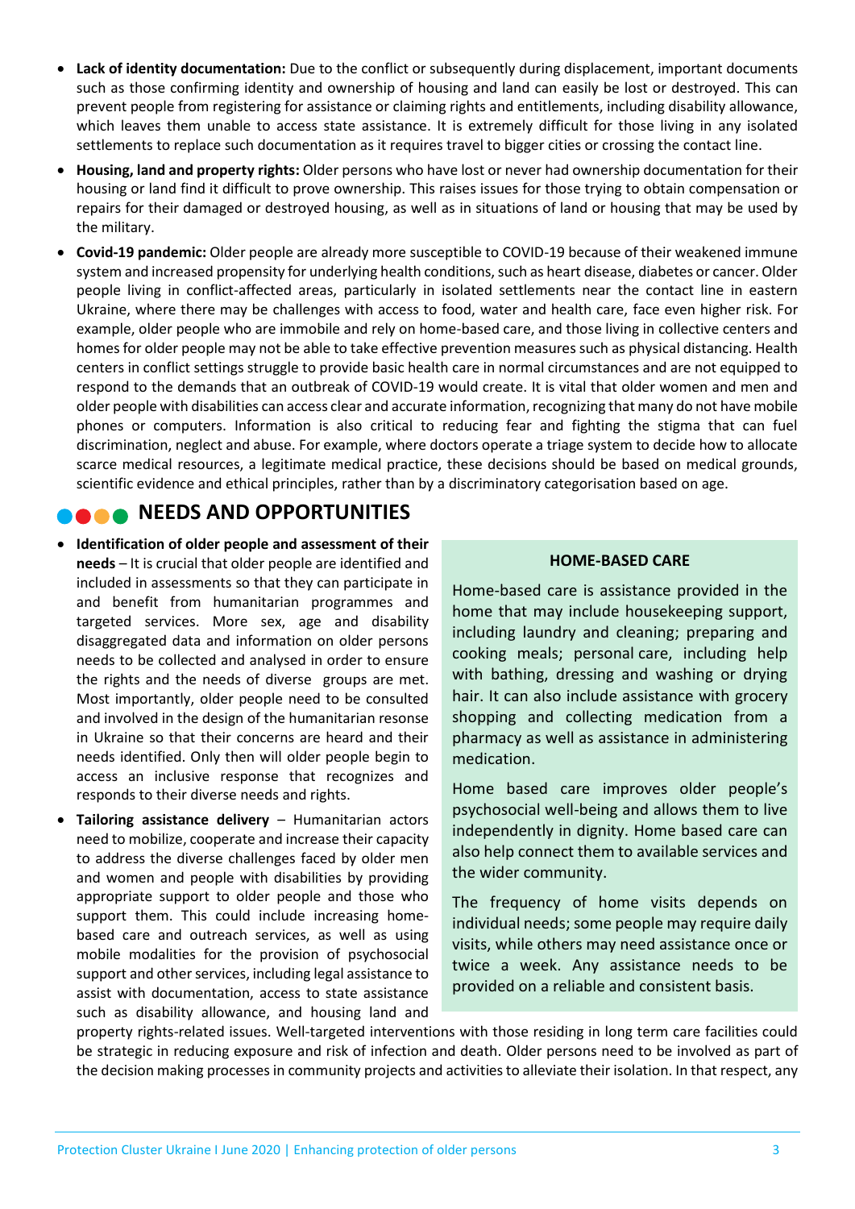- **Lack of identity documentation:** Due to the conflict or subsequently during displacement, important documents such as those confirming identity and ownership of housing and land can easily be lost or destroyed. This can prevent people from registering for assistance or claiming rights and entitlements, including disability allowance, which leaves them unable to access state assistance. It is extremely difficult for those living in any isolated settlements to replace such documentation as it requires travel to bigger cities or crossing the contact line.
- **Housing, land and property rights:** Older persons who have lost or never had ownership documentation for their housing or land find it difficult to prove ownership. This raises issues for those trying to obtain compensation or repairs for their damaged or destroyed housing, as well as in situations of land or housing that may be used by the military.
- **Covid-19 pandemic:** Older people are already more susceptible to COVID-19 because of their weakened immune system and increased propensity for underlying health conditions, such as heart disease, diabetes or cancer. Older people living in conflict-affected areas, particularly in isolated settlements near the contact line in eastern Ukraine, where there may be challenges with access to food, water and health care, face even higher risk. For example, older people who are immobile and rely on home-based care, and those living in collective centers and homes for older people may not be able to take effective prevention measures such as physical distancing. Health centers in conflict settings struggle to provide basic health care in normal circumstances and are not equipped to respond to the demands that an outbreak of COVID-19 would create. It is vital that older women and men and older people with disabilities can access clear and accurate information, recognizing that many do not have mobile phones or computers. Information is also critical to reducing fear and fighting the stigma that can fuel discrimination, neglect and abuse. For example, where doctors operate a triage system to decide how to allocate scarce medical resources, a legitimate medical practice, these decisions should be based on medical grounds, scientific evidence and ethical principles, rather than by a discriminatory categorisation based on age.

## NEEDS AND OPPORTUNITIES

- **Identification of older people and assessment of their needs** – It is crucial that older people are identified and included in assessments so that they can participate in and benefit from humanitarian programmes and targeted services. More sex, age and disability disaggregated data and information on older persons needs to be collected and analysed in order to ensure the rights and the needs of diverse groups are met. Most importantly, older people need to be consulted and involved in the design of the humanitarian resonse in Ukraine so that their concerns are heard and their needs identified. Only then will older people begin to access an inclusive response that recognizes and responds to their diverse needs and rights.
- **Tailoring assistance delivery** – Humanitarian actors need to mobilize, cooperate and increase their capacity to address the diverse challenges faced by older men and women and people with disabilities by providing appropriate support to older people and those who support them. This could include increasing home-based care and outreach services, as well as using mobile modalities for the provision of psychosocial support and other services, including legal assistance to assist with documentation, access to state assistance such as disability allowance, and housing land and property rights-related issues. Well-targeted interventions with those residing in long term care facilities could be strategic in reducing exposure and risk of infection and death. Older persons need to be involved as part of the decision making processes in community projects and activities to alleviate their isolation. In that respect, any

### HOME-BASED CARE

Home-based care is assistance provided in the home that may include housekeeping support, including laundry and cleaning; preparing and cooking meals; personal care, including help with bathing, dressing and washing or drying hair. It can also include assistance with grocery shopping and collecting medication from a pharmacy as well as assistance in administering medication.

Home based care improves older people's psychosocial well-being and allows them to live independently in dignity. Home based care can also help connect them to available services and the wider community.

The frequency of home visits depends on individual needs; some people may require daily visits, while others may need assistance once or twice a week. Any assistance needs to be provided on a reliable and consistent basis.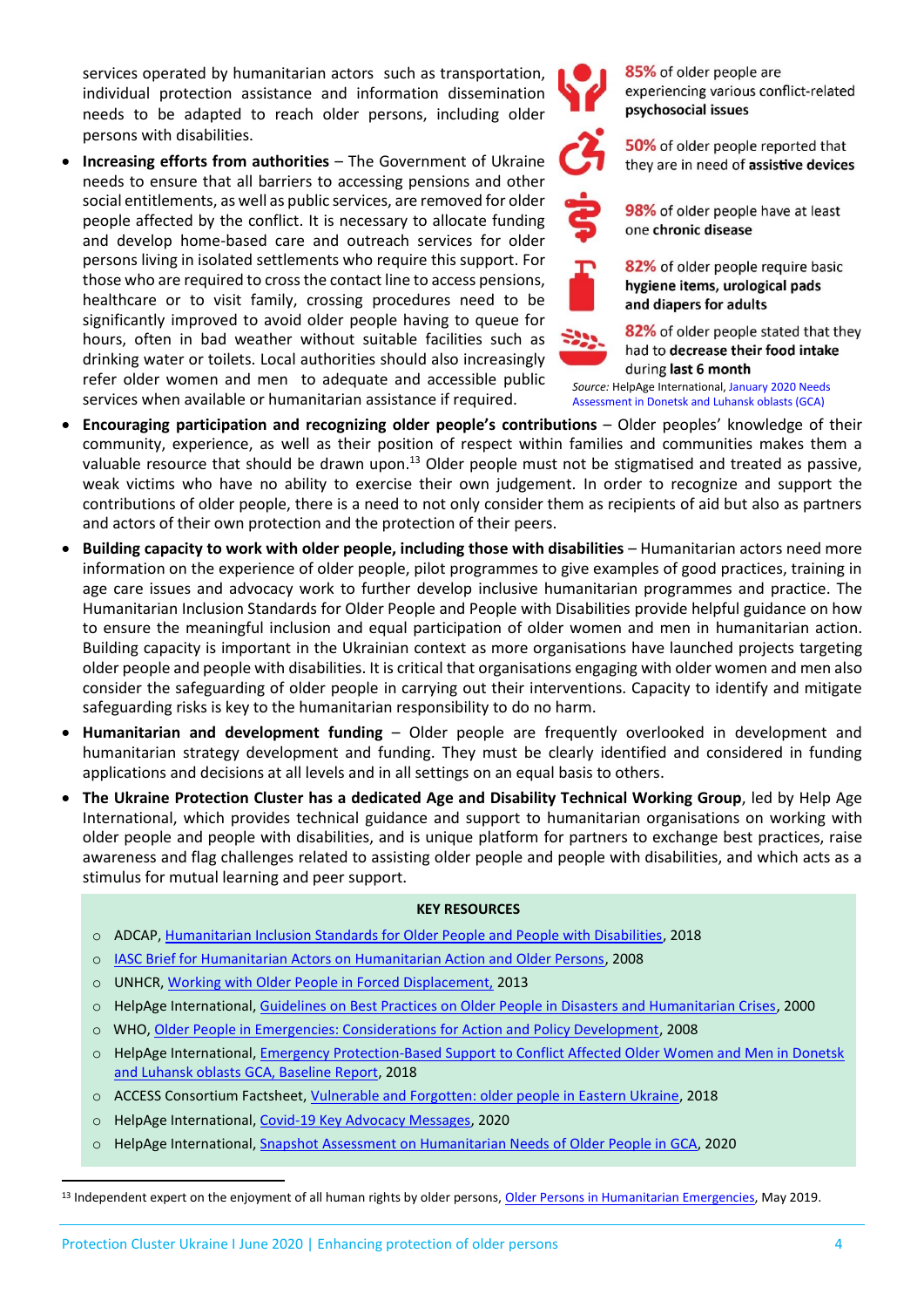services operated by humanitarian actors such as transportation, individual protection assistance and information dissemination needs to be adapted to reach older persons, including older persons with disabilities.

- **Increasing efforts from authorities** – The Government of Ukraine needs to ensure that all barriers to accessing pensions and other social entitlements, as well as public services, are removed for older people affected by the conflict. It is necessary to allocate funding and develop home-based care and outreach services for older persons living in isolated settlements who require this support. For those who are required to cross the contact line to access pensions, healthcare or to visit family, crossing procedures need to be significantly improved to avoid older people having to queue for hours, often in bad weather without suitable facilities such as drinking water or toilets. Local authorities should also increasingly refer older women and men to adequate and accessible public services when available or humanitarian assistance if required.

**85%** of older people are experiencing various conflict-related **psychosocial issues**

**50%** of older people reported that they are in need of **assistive devices**

**98%** of older people have at least one **chronic disease**

**82%** of older people require basic **hygiene items, urological pads and diapers for adults**

**82%** of older people stated that they had to **decrease their food intake** during **last 6 month**

*Source:* HelpAge International, January 2020 Needs Assessment in Donetsk and Luhansk oblasts (GCA)

- **Encouraging participation and recognizing older people's contributions** – Older peoples' knowledge of their community, experience, as well as their position of respect within families and communities makes them a valuable resource that should be drawn upon.[13] Older people must not be stigmatised and treated as passive, weak victims who have no ability to exercise their own judgement. In order to recognize and support the contributions of older people, there is a need to not only consider them as recipients of aid but also as partners and actors of their own protection and the protection of their peers.
- **Building capacity to work with older people, including those with disabilities** – Humanitarian actors need more information on the experience of older people, pilot programmes to give examples of good practices, training in age care issues and advocacy work to further develop inclusive humanitarian programmes and practice. The Humanitarian Inclusion Standards for Older People and People with Disabilities provide helpful guidance on how to ensure the meaningful inclusion and equal participation of older women and men in humanitarian action. Building capacity is important in the Ukrainian context as more organisations have launched projects targeting older people and people with disabilities. It is critical that organisations engaging with older women and men also consider the safeguarding of older people in carrying out their interventions. Capacity to identify and mitigate safeguarding risks is key to the humanitarian responsibility to do no harm.
- **Humanitarian and development funding** – Older people are frequently overlooked in development and humanitarian strategy development and funding. They must be clearly identified and considered in funding applications and decisions at all levels and in all settings on an equal basis to others.
- **The Ukraine Protection Cluster has a dedicated Age and Disability Technical Working Group**, led by Help Age International, which provides technical guidance and support to humanitarian organisations on working with older people and people with disabilities, and is unique platform for partners to exchange best practices, raise awareness and flag challenges related to assisting older people and people with disabilities, and which acts as a stimulus for mutual learning and peer support.

**KEY RESOURCES**

- ADCAP, Humanitarian Inclusion Standards for Older People and People with Disabilities, 2018
- IASC Brief for Humanitarian Actors on Humanitarian Action and Older Persons, 2008
- UNHCR, Working with Older People in Forced Displacement, 2013
- HelpAge International, Guidelines on Best Practices on Older People in Disasters and Humanitarian Crises, 2000
- WHO, Older People in Emergencies: Considerations for Action and Policy Development, 2008
- HelpAge International, Emergency Protection-Based Support to Conflict Affected Older Women and Men in Donetsk and Luhansk oblasts GCA, Baseline Report, 2018
- ACCESS Consortium Factsheet, Vulnerable and Forgotten: older people in Eastern Ukraine, 2018
- HelpAge International, Covid-19 Key Advocacy Messages, 2020
- HelpAge International, Snapshot Assessment on Humanitarian Needs of Older People in GCA, 2020

[13] Independent expert on the enjoyment of all human rights by older persons, Older Persons in Humanitarian Emergencies, May 2019.